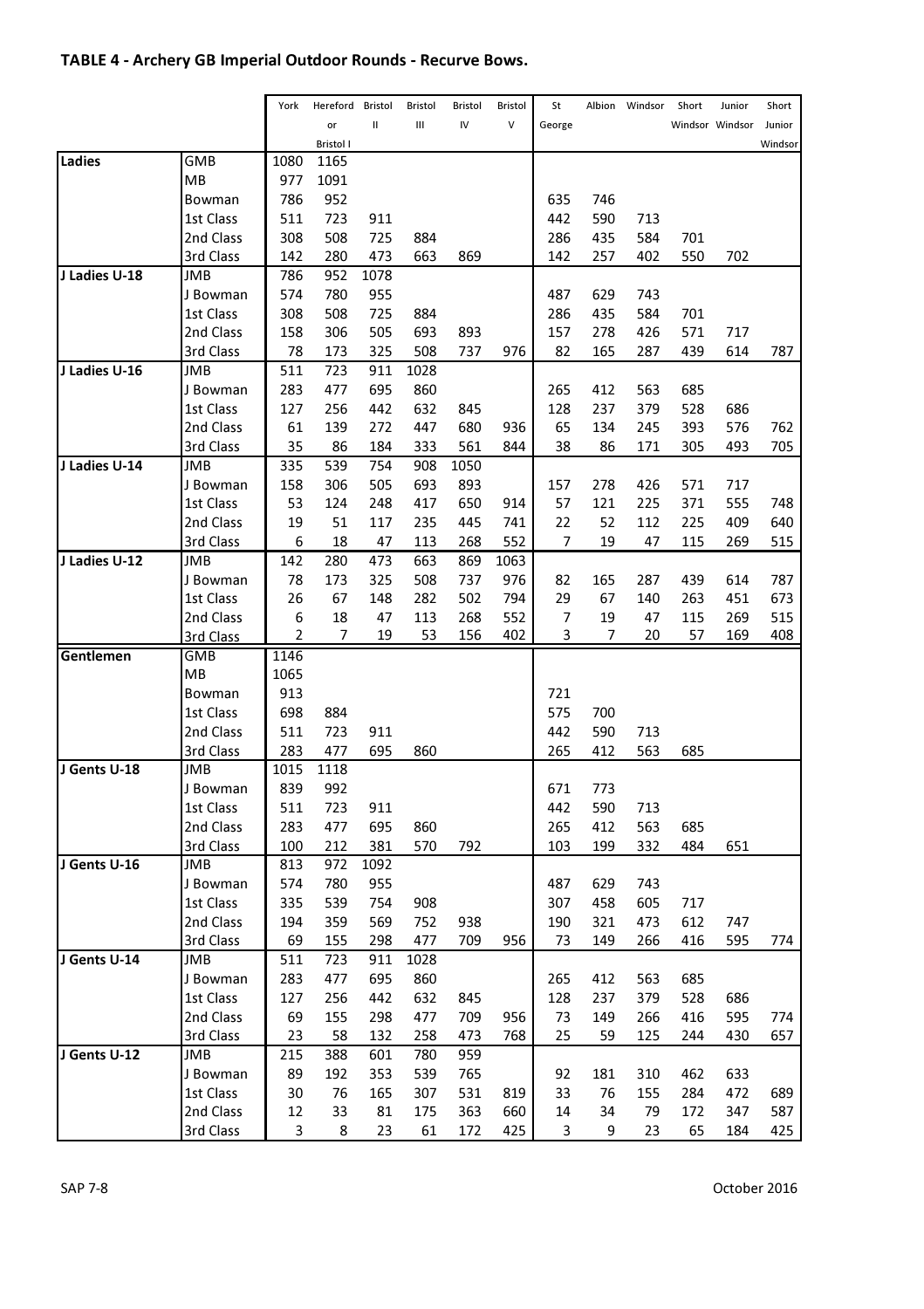## TABLE 4 - Archery GB Imperial Outdoor Rounds - Recurve Bows.

| | | York | Hereford or Bristol I | Bristol II | Bristol III | Bristol IV | Bristol V | St George | Albion | Windsor | Short Windsor | Junior Windsor | Short Junior Windsor |
|---|---|---|---|---|---|---|---|---|---|---|---|---|---|
| **Ladies** | GMB | 1080 | 1165 | | | | | | | | | | |
| | MB | 977 | 1091 | | | | | | | | | | |
| | Bowman | 786 | 952 | | | | | 635 | 746 | | | | |
| | 1st Class | 511 | 723 | 911 | | | | 442 | 590 | 713 | | | |
| | 2nd Class | 308 | 508 | 725 | 884 | | | 286 | 435 | 584 | 701 | | |
| | 3rd Class | 142 | 280 | 473 | 663 | 869 | | 142 | 257 | 402 | 550 | 702 | |
| **J Ladies U-18** | JMB | 786 | 952 | 1078 | | | | | | | | | |
| | J Bowman | 574 | 780 | 955 | | | | 487 | 629 | 743 | | | |
| | 1st Class | 308 | 508 | 725 | 884 | | | 286 | 435 | 584 | 701 | | |
| | 2nd Class | 158 | 306 | 505 | 693 | 893 | | 157 | 278 | 426 | 571 | 717 | |
| | 3rd Class | 78 | 173 | 325 | 508 | 737 | 976 | 82 | 165 | 287 | 439 | 614 | 787 |
| **J Ladies U-16** | JMB | 511 | 723 | 911 | 1028 | | | | | | | | |
| | J Bowman | 283 | 477 | 695 | 860 | | | 265 | 412 | 563 | 685 | | |
| | 1st Class | 127 | 256 | 442 | 632 | 845 | | 128 | 237 | 379 | 528 | 686 | |
| | 2nd Class | 61 | 139 | 272 | 447 | 680 | 936 | 65 | 134 | 245 | 393 | 576 | 762 |
| | 3rd Class | 35 | 86 | 184 | 333 | 561 | 844 | 38 | 86 | 171 | 305 | 493 | 705 |
| **J Ladies U-14** | JMB | 335 | 539 | 754 | 908 | 1050 | | | | | | | |
| | J Bowman | 158 | 306 | 505 | 693 | 893 | | 157 | 278 | 426 | 571 | 717 | |
| | 1st Class | 53 | 124 | 248 | 417 | 650 | 914 | 57 | 121 | 225 | 371 | 555 | 748 |
| | 2nd Class | 19 | 51 | 117 | 235 | 445 | 741 | 22 | 52 | 112 | 225 | 409 | 640 |
| | 3rd Class | 6 | 18 | 47 | 113 | 268 | 552 | 7 | 19 | 47 | 115 | 269 | 515 |
| **J Ladies U-12** | JMB | 142 | 280 | 473 | 663 | 869 | 1063 | | | | | | |
| | J Bowman | 78 | 173 | 325 | 508 | 737 | 976 | 82 | 165 | 287 | 439 | 614 | 787 |
| | 1st Class | 26 | 67 | 148 | 282 | 502 | 794 | 29 | 67 | 140 | 263 | 451 | 673 |
| | 2nd Class | 6 | 18 | 47 | 113 | 268 | 552 | 7 | 19 | 47 | 115 | 269 | 515 |
| | 3rd Class | 2 | 7 | 19 | 53 | 156 | 402 | 3 | 7 | 20 | 57 | 169 | 408 |
| **Gentlemen** | GMB | 1146 | | | | | | | | | | | |
| | MB | 1065 | | | | | | | | | | | |
| | Bowman | 913 | | | | | | 721 | | | | | |
| | 1st Class | 698 | 884 | | | | | 575 | 700 | | | | |
| | 2nd Class | 511 | 723 | 911 | | | | 442 | 590 | 713 | | | |
| | 3rd Class | 283 | 477 | 695 | 860 | | | 265 | 412 | 563 | 685 | | |
| **J Gents U-18** | JMB | 1015 | 1118 | | | | | | | | | | |
| | J Bowman | 839 | 992 | | | | | 671 | 773 | | | | |
| | 1st Class | 511 | 723 | 911 | | | | 442 | 590 | 713 | | | |
| | 2nd Class | 283 | 477 | 695 | 860 | | | 265 | 412 | 563 | 685 | | |
| | 3rd Class | 100 | 212 | 381 | 570 | 792 | | 103 | 199 | 332 | 484 | 651 | |
| **J Gents U-16** | JMB | 813 | 972 | 1092 | | | | | | | | | |
| | J Bowman | 574 | 780 | 955 | | | | 487 | 629 | 743 | | | |
| | 1st Class | 335 | 539 | 754 | 908 | | | 307 | 458 | 605 | 717 | | |
| | 2nd Class | 194 | 359 | 569 | 752 | 938 | | 190 | 321 | 473 | 612 | 747 | |
| | 3rd Class | 69 | 155 | 298 | 477 | 709 | 956 | 73 | 149 | 266 | 416 | 595 | 774 |
| **J Gents U-14** | JMB | 511 | 723 | 911 | 1028 | | | | | | | | |
| | J Bowman | 283 | 477 | 695 | 860 | | | 265 | 412 | 563 | 685 | | |
| | 1st Class | 127 | 256 | 442 | 632 | 845 | | 128 | 237 | 379 | 528 | 686 | |
| | 2nd Class | 69 | 155 | 298 | 477 | 709 | 956 | 73 | 149 | 266 | 416 | 595 | 774 |
| | 3rd Class | 23 | 58 | 132 | 258 | 473 | 768 | 25 | 59 | 125 | 244 | 430 | 657 |
| **J Gents U-12** | JMB | 215 | 388 | 601 | 780 | 959 | | | | | | | |
| | J Bowman | 89 | 192 | 353 | 539 | 765 | | 92 | 181 | 310 | 462 | 633 | |
| | 1st Class | 30 | 76 | 165 | 307 | 531 | 819 | 33 | 76 | 155 | 284 | 472 | 689 |
| | 2nd Class | 12 | 33 | 81 | 175 | 363 | 660 | 14 | 34 | 79 | 172 | 347 | 587 |
| | 3rd Class | 3 | 8 | 23 | 61 | 172 | 425 | 3 | 9 | 23 | 65 | 184 | 425 |

SAP 7-8 October 2016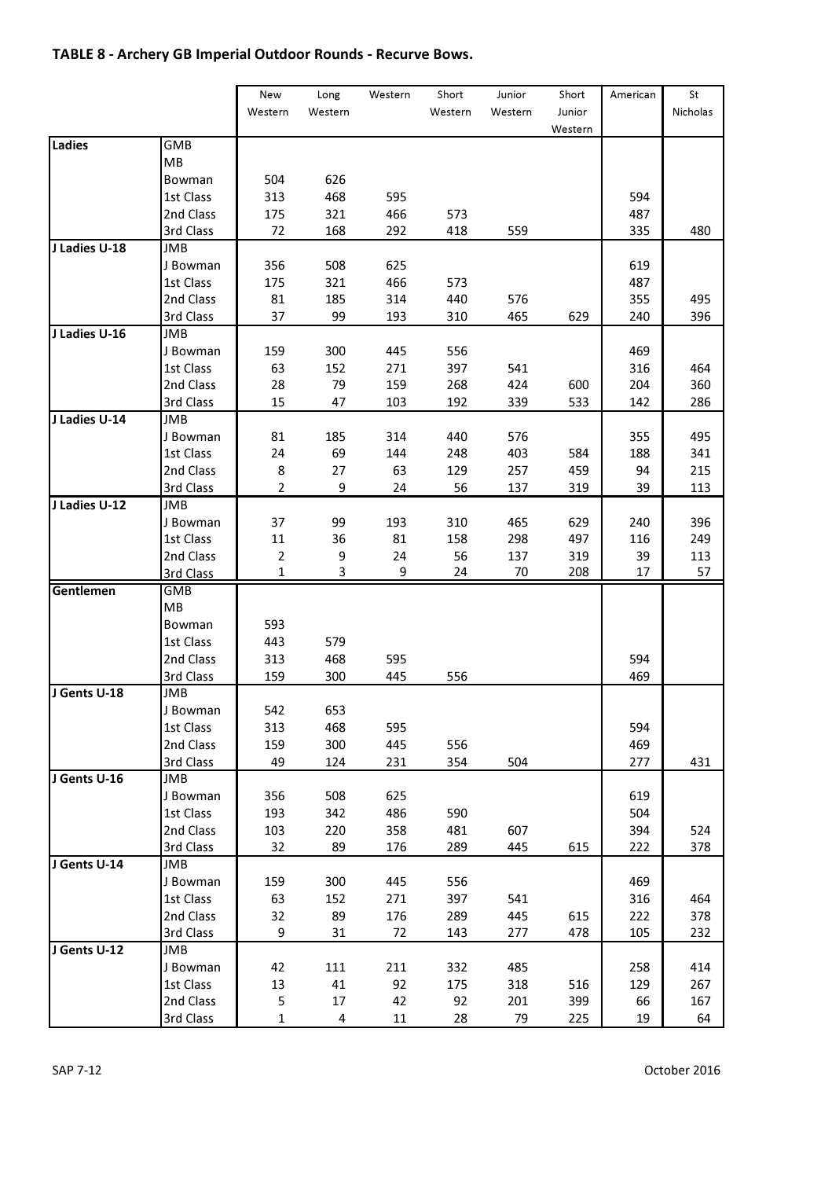## TABLE 8 - Archery GB Imperial Outdoor Rounds - Recurve Bows.

| | | New Western | Long Western | Western | Short Western | Junior Western | Short Junior Western | American | St Nicholas |
|---|---|---|---|---|---|---|---|---|---|
| **Ladies** | GMB | | | | | | | | |
| | MB | | | | | | | | |
| | Bowman | 504 | 626 | | | | | | |
| | 1st Class | 313 | 468 | 595 | | | | 594 | |
| | 2nd Class | 175 | 321 | 466 | 573 | | | 487 | |
| | 3rd Class | 72 | 168 | 292 | 418 | 559 | | 335 | 480 |
| **J Ladies U-18** | JMB | | | | | | | | |
| | J Bowman | 356 | 508 | 625 | | | | 619 | |
| | 1st Class | 175 | 321 | 466 | 573 | | | 487 | |
| | 2nd Class | 81 | 185 | 314 | 440 | 576 | | 355 | 495 |
| | 3rd Class | 37 | 99 | 193 | 310 | 465 | 629 | 240 | 396 |
| **J Ladies U-16** | JMB | | | | | | | | |
| | J Bowman | 159 | 300 | 445 | 556 | | | 469 | |
| | 1st Class | 63 | 152 | 271 | 397 | 541 | | 316 | 464 |
| | 2nd Class | 28 | 79 | 159 | 268 | 424 | 600 | 204 | 360 |
| | 3rd Class | 15 | 47 | 103 | 192 | 339 | 533 | 142 | 286 |
| **J Ladies U-14** | JMB | | | | | | | | |
| | J Bowman | 81 | 185 | 314 | 440 | 576 | | 355 | 495 |
| | 1st Class | 24 | 69 | 144 | 248 | 403 | 584 | 188 | 341 |
| | 2nd Class | 8 | 27 | 63 | 129 | 257 | 459 | 94 | 215 |
| | 3rd Class | 2 | 9 | 24 | 56 | 137 | 319 | 39 | 113 |
| **J Ladies U-12** | JMB | | | | | | | | |
| | J Bowman | 37 | 99 | 193 | 310 | 465 | 629 | 240 | 396 |
| | 1st Class | 11 | 36 | 81 | 158 | 298 | 497 | 116 | 249 |
| | 2nd Class | 2 | 9 | 24 | 56 | 137 | 319 | 39 | 113 |
| | 3rd Class | 1 | 3 | 9 | 24 | 70 | 208 | 17 | 57 |
| **Gentlemen** | GMB | | | | | | | | |
| | MB | | | | | | | | |
| | Bowman | 593 | | | | | | | |
| | 1st Class | 443 | 579 | | | | | | |
| | 2nd Class | 313 | 468 | 595 | | | | 594 | |
| | 3rd Class | 159 | 300 | 445 | 556 | | | 469 | |
| **J Gents U-18** | JMB | | | | | | | | |
| | J Bowman | 542 | 653 | | | | | | |
| | 1st Class | 313 | 468 | 595 | | | | 594 | |
| | 2nd Class | 159 | 300 | 445 | 556 | | | 469 | |
| | 3rd Class | 49 | 124 | 231 | 354 | 504 | | 277 | 431 |
| **J Gents U-16** | JMB | | | | | | | | |
| | J Bowman | 356 | 508 | 625 | | | | 619 | |
| | 1st Class | 193 | 342 | 486 | 590 | | | 504 | |
| | 2nd Class | 103 | 220 | 358 | 481 | 607 | | 394 | 524 |
| | 3rd Class | 32 | 89 | 176 | 289 | 445 | 615 | 222 | 378 |
| **J Gents U-14** | JMB | | | | | | | | |
| | J Bowman | 159 | 300 | 445 | 556 | | | 469 | |
| | 1st Class | 63 | 152 | 271 | 397 | 541 | | 316 | 464 |
| | 2nd Class | 32 | 89 | 176 | 289 | 445 | 615 | 222 | 378 |
| | 3rd Class | 9 | 31 | 72 | 143 | 277 | 478 | 105 | 232 |
| **J Gents U-12** | JMB | | | | | | | | |
| | J Bowman | 42 | 111 | 211 | 332 | 485 | | 258 | 414 |
| | 1st Class | 13 | 41 | 92 | 175 | 318 | 516 | 129 | 267 |
| | 2nd Class | 5 | 17 | 42 | 92 | 201 | 399 | 66 | 167 |
| | 3rd Class | 1 | 4 | 11 | 28 | 79 | 225 | 19 | 64 |

SAP 7-12 October 2016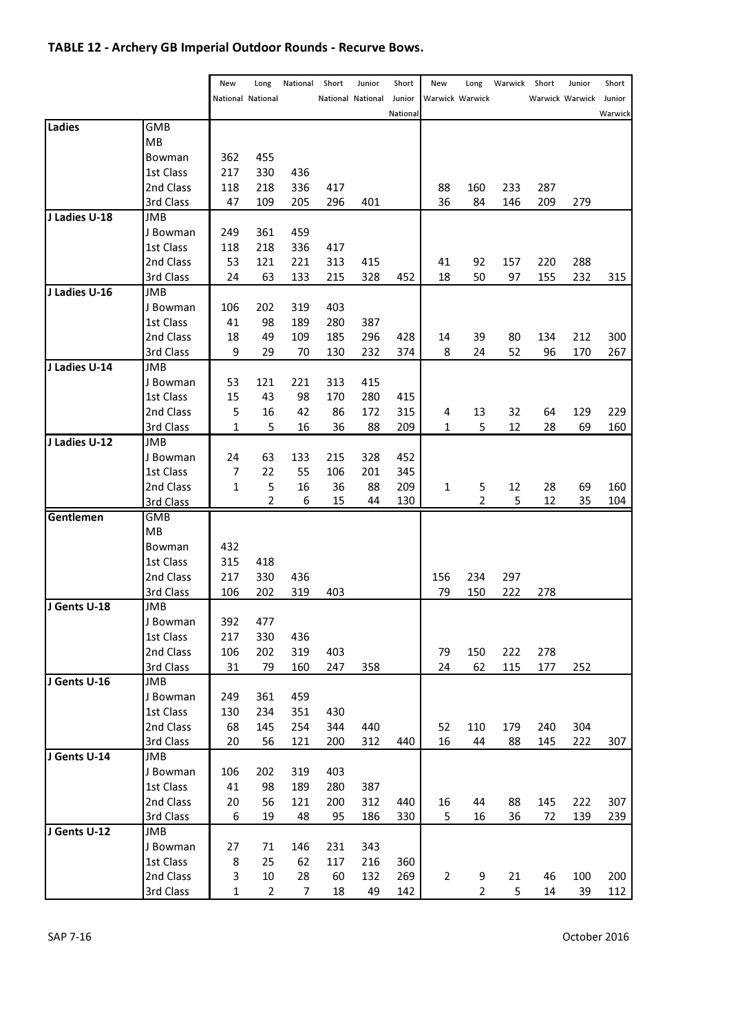## TABLE 12 - Archery GB Imperial Outdoor Rounds - Recurve Bows.

| | | New National | Long National | National | Short National | Junior National | Short Junior National | New Warwick | Long Warwick | Warwick | Short Warwick | Junior Warwick | Short Junior Warwick |
|---|---|---|---|---|---|---|---|---|---|---|---|---|---|
| **Ladies** | GMB | | | | | | | | | | | | |
| | MB | | | | | | | | | | | | |
| | Bowman | 362 | 455 | | | | | | | | | | |
| | 1st Class | 217 | 330 | 436 | | | | | | | | | |
| | 2nd Class | 118 | 218 | 336 | 417 | | | 88 | 160 | 233 | 287 | | |
| | 3rd Class | 47 | 109 | 205 | 296 | 401 | | 36 | 84 | 146 | 209 | 279 | |
| **J Ladies U-18** | JMB | | | | | | | | | | | | |
| | J Bowman | 249 | 361 | 459 | | | | | | | | | |
| | 1st Class | 118 | 218 | 336 | 417 | | | | | | | | |
| | 2nd Class | 53 | 121 | 221 | 313 | 415 | | 41 | 92 | 157 | 220 | 288 | |
| | 3rd Class | 24 | 63 | 133 | 215 | 328 | 452 | 18 | 50 | 97 | 155 | 232 | 315 |
| **J Ladies U-16** | JMB | | | | | | | | | | | | |
| | J Bowman | 106 | 202 | 319 | 403 | | | | | | | | |
| | 1st Class | 41 | 98 | 189 | 280 | 387 | | | | | | | |
| | 2nd Class | 18 | 49 | 109 | 185 | 296 | 428 | 14 | 39 | 80 | 134 | 212 | 300 |
| | 3rd Class | 9 | 29 | 70 | 130 | 232 | 374 | 8 | 24 | 52 | 96 | 170 | 267 |
| **J Ladies U-14** | JMB | | | | | | | | | | | | |
| | J Bowman | 53 | 121 | 221 | 313 | 415 | | | | | | | |
| | 1st Class | 15 | 43 | 98 | 170 | 280 | 415 | | | | | | |
| | 2nd Class | 5 | 16 | 42 | 86 | 172 | 315 | 4 | 13 | 32 | 64 | 129 | 229 |
| | 3rd Class | 1 | 5 | 16 | 36 | 88 | 209 | 1 | 5 | 12 | 28 | 69 | 160 |
| **J Ladies U-12** | JMB | | | | | | | | | | | | |
| | J Bowman | 24 | 63 | 133 | 215 | 328 | 452 | | | | | | |
| | 1st Class | 7 | 22 | 55 | 106 | 201 | 345 | | | | | | |
| | 2nd Class | 1 | 5 | 16 | 36 | 88 | 209 | 1 | 5 | 12 | 28 | 69 | 160 |
| | 3rd Class | | 2 | 6 | 15 | 44 | 130 | | 2 | 5 | 12 | 35 | 104 |
| **Gentlemen** | GMB | | | | | | | | | | | | |
| | MB | | | | | | | | | | | | |
| | Bowman | 432 | | | | | | | | | | | |
| | 1st Class | 315 | 418 | | | | | | | | | | |
| | 2nd Class | 217 | 330 | 436 | | | | 156 | 234 | 297 | | | |
| | 3rd Class | 106 | 202 | 319 | 403 | | | 79 | 150 | 222 | 278 | | |
| **J Gents U-18** | JMB | | | | | | | | | | | | |
| | J Bowman | 392 | 477 | | | | | | | | | | |
| | 1st Class | 217 | 330 | 436 | | | | | | | | | |
| | 2nd Class | 106 | 202 | 319 | 403 | | | 79 | 150 | 222 | 278 | | |
| | 3rd Class | 31 | 79 | 160 | 247 | 358 | | 24 | 62 | 115 | 177 | 252 | |
| **J Gents U-16** | JMB | | | | | | | | | | | | |
| | J Bowman | 249 | 361 | 459 | | | | | | | | | |
| | 1st Class | 130 | 234 | 351 | 430 | | | | | | | | |
| | 2nd Class | 68 | 145 | 254 | 344 | 440 | | 52 | 110 | 179 | 240 | 304 | |
| | 3rd Class | 20 | 56 | 121 | 200 | 312 | 440 | 16 | 44 | 88 | 145 | 222 | 307 |
| **J Gents U-14** | JMB | | | | | | | | | | | | |
| | J Bowman | 106 | 202 | 319 | 403 | | | | | | | | |
| | 1st Class | 41 | 98 | 189 | 280 | 387 | | | | | | | |
| | 2nd Class | 20 | 56 | 121 | 200 | 312 | 440 | 16 | 44 | 88 | 145 | 222 | 307 |
| | 3rd Class | 6 | 19 | 48 | 95 | 186 | 330 | 5 | 16 | 36 | 72 | 139 | 239 |
| **J Gents U-12** | JMB | | | | | | | | | | | | |
| | J Bowman | 27 | 71 | 146 | 231 | 343 | | | | | | | |
| | 1st Class | 8 | 25 | 62 | 117 | 216 | 360 | | | | | | |
| | 2nd Class | 3 | 10 | 28 | 60 | 132 | 269 | 2 | 9 | 21 | 46 | 100 | 200 |
| | 3rd Class | 1 | 2 | 7 | 18 | 49 | 142 | | 2 | 5 | 14 | 39 | 112 |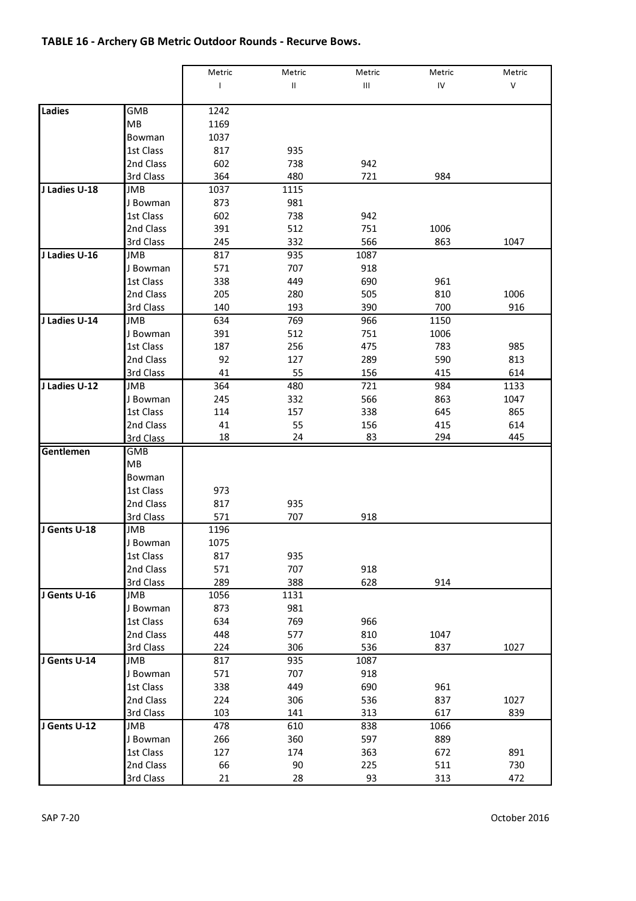## TABLE 16 - Archery GB Metric Outdoor Rounds - Recurve Bows.

| | | Metric I | Metric II | Metric III | Metric IV | Metric V |
|---|---|---|---|---|---|---|
| **Ladies** | GMB | 1242 | | | | |
| | MB | 1169 | | | | |
| | Bowman | 1037 | | | | |
| | 1st Class | 817 | 935 | | | |
| | 2nd Class | 602 | 738 | 942 | | |
| | 3rd Class | 364 | 480 | 721 | 984 | |
| **J Ladies U-18** | JMB | 1037 | 1115 | | | |
| | J Bowman | 873 | 981 | | | |
| | 1st Class | 602 | 738 | 942 | | |
| | 2nd Class | 391 | 512 | 751 | 1006 | |
| | 3rd Class | 245 | 332 | 566 | 863 | 1047 |
| **J Ladies U-16** | JMB | 817 | 935 | 1087 | | |
| | J Bowman | 571 | 707 | 918 | | |
| | 1st Class | 338 | 449 | 690 | 961 | |
| | 2nd Class | 205 | 280 | 505 | 810 | 1006 |
| | 3rd Class | 140 | 193 | 390 | 700 | 916 |
| **J Ladies U-14** | JMB | 634 | 769 | 966 | 1150 | |
| | J Bowman | 391 | 512 | 751 | 1006 | |
| | 1st Class | 187 | 256 | 475 | 783 | 985 |
| | 2nd Class | 92 | 127 | 289 | 590 | 813 |
| | 3rd Class | 41 | 55 | 156 | 415 | 614 |
| **J Ladies U-12** | JMB | 364 | 480 | 721 | 984 | 1133 |
| | J Bowman | 245 | 332 | 566 | 863 | 1047 |
| | 1st Class | 114 | 157 | 338 | 645 | 865 |
| | 2nd Class | 41 | 55 | 156 | 415 | 614 |
| | 3rd Class | 18 | 24 | 83 | 294 | 445 |
| **Gentlemen** | GMB | | | | | |
| | MB | | | | | |
| | Bowman | | | | | |
| | 1st Class | 973 | | | | |
| | 2nd Class | 817 | 935 | | | |
| | 3rd Class | 571 | 707 | 918 | | |
| **J Gents U-18** | JMB | 1196 | | | | |
| | J Bowman | 1075 | | | | |
| | 1st Class | 817 | 935 | | | |
| | 2nd Class | 571 | 707 | 918 | | |
| | 3rd Class | 289 | 388 | 628 | 914 | |
| **J Gents U-16** | JMB | 1056 | 1131 | | | |
| | J Bowman | 873 | 981 | | | |
| | 1st Class | 634 | 769 | 966 | | |
| | 2nd Class | 448 | 577 | 810 | 1047 | |
| | 3rd Class | 224 | 306 | 536 | 837 | 1027 |
| **J Gents U-14** | JMB | 817 | 935 | 1087 | | |
| | J Bowman | 571 | 707 | 918 | | |
| | 1st Class | 338 | 449 | 690 | 961 | |
| | 2nd Class | 224 | 306 | 536 | 837 | 1027 |
| | 3rd Class | 103 | 141 | 313 | 617 | 839 |
| **J Gents U-12** | JMB | 478 | 610 | 838 | 1066 | |
| | J Bowman | 266 | 360 | 597 | 889 | |
| | 1st Class | 127 | 174 | 363 | 672 | 891 |
| | 2nd Class | 66 | 90 | 225 | 511 | 730 |
| | 3rd Class | 21 | 28 | 93 | 313 | 472 |

SAP 7-20

October 2016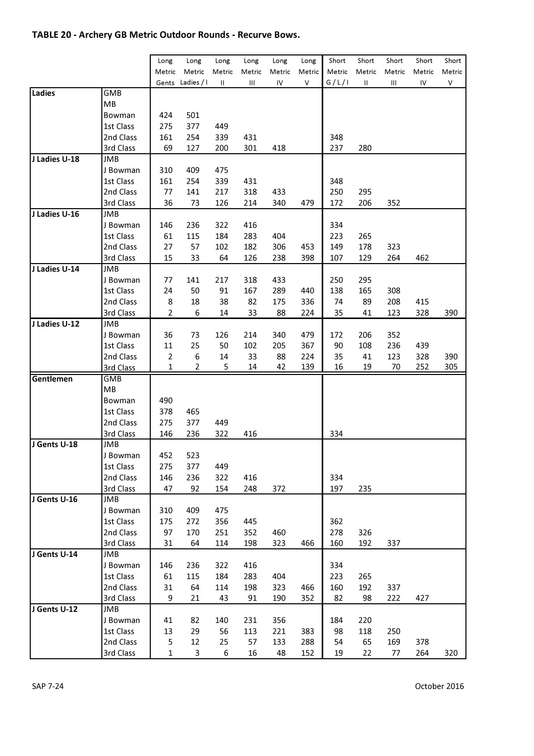## TABLE 20 - Archery GB Metric Outdoor Rounds - Recurve Bows.

| | | Long Metric Gents | Long Metric Ladies / I | Long Metric II | Long Metric III | Long Metric IV | Long Metric V | Short Metric G / L / I | Short Metric II | Short Metric III | Short Metric IV | Short Metric V |
|---|---|---|---|---|---|---|---|---|---|---|---|---|
| **Ladies** | GMB | | | | | | | | | | | |
| | MB | | | | | | | | | | | |
| | Bowman | 424 | 501 | | | | | | | | | |
| | 1st Class | 275 | 377 | 449 | | | | | | | | |
| | 2nd Class | 161 | 254 | 339 | 431 | | | 348 | | | | |
| | 3rd Class | 69 | 127 | 200 | 301 | 418 | | 237 | 280 | | | |
| **J Ladies U-18** | JMB | | | | | | | | | | | |
| | J Bowman | 310 | 409 | 475 | | | | | | | | |
| | 1st Class | 161 | 254 | 339 | 431 | | | 348 | | | | |
| | 2nd Class | 77 | 141 | 217 | 318 | 433 | | 250 | 295 | | | |
| | 3rd Class | 36 | 73 | 126 | 214 | 340 | 479 | 172 | 206 | 352 | | |
| **J Ladies U-16** | JMB | | | | | | | | | | | |
| | J Bowman | 146 | 236 | 322 | 416 | | | 334 | | | | |
| | 1st Class | 61 | 115 | 184 | 283 | 404 | | 223 | 265 | | | |
| | 2nd Class | 27 | 57 | 102 | 182 | 306 | 453 | 149 | 178 | 323 | | |
| | 3rd Class | 15 | 33 | 64 | 126 | 238 | 398 | 107 | 129 | 264 | 462 | |
| **J Ladies U-14** | JMB | | | | | | | | | | | |
| | J Bowman | 77 | 141 | 217 | 318 | 433 | | 250 | 295 | | | |
| | 1st Class | 24 | 50 | 91 | 167 | 289 | 440 | 138 | 165 | 308 | | |
| | 2nd Class | 8 | 18 | 38 | 82 | 175 | 336 | 74 | 89 | 208 | 415 | |
| | 3rd Class | 2 | 6 | 14 | 33 | 88 | 224 | 35 | 41 | 123 | 328 | 390 |
| **J Ladies U-12** | JMB | | | | | | | | | | | |
| | J Bowman | 36 | 73 | 126 | 214 | 340 | 479 | 172 | 206 | 352 | | |
| | 1st Class | 11 | 25 | 50 | 102 | 205 | 367 | 90 | 108 | 236 | 439 | |
| | 2nd Class | 2 | 6 | 14 | 33 | 88 | 224 | 35 | 41 | 123 | 328 | 390 |
| | 3rd Class | 1 | 2 | 5 | 14 | 42 | 139 | 16 | 19 | 70 | 252 | 305 |
| **Gentlemen** | GMB | | | | | | | | | | | |
| | MB | | | | | | | | | | | |
| | Bowman | 490 | | | | | | | | | | |
| | 1st Class | 378 | 465 | | | | | | | | | |
| | 2nd Class | 275 | 377 | 449 | | | | | | | | |
| | 3rd Class | 146 | 236 | 322 | 416 | | | 334 | | | | |
| **J Gents U-18** | JMB | | | | | | | | | | | |
| | J Bowman | 452 | 523 | | | | | | | | | |
| | 1st Class | 275 | 377 | 449 | | | | | | | | |
| | 2nd Class | 146 | 236 | 322 | 416 | | | 334 | | | | |
| | 3rd Class | 47 | 92 | 154 | 248 | 372 | | 197 | 235 | | | |
| **J Gents U-16** | JMB | | | | | | | | | | | |
| | J Bowman | 310 | 409 | 475 | | | | | | | | |
| | 1st Class | 175 | 272 | 356 | 445 | | | 362 | | | | |
| | 2nd Class | 97 | 170 | 251 | 352 | 460 | | 278 | 326 | | | |
| | 3rd Class | 31 | 64 | 114 | 198 | 323 | 466 | 160 | 192 | 337 | | |
| **J Gents U-14** | JMB | | | | | | | | | | | |
| | J Bowman | 146 | 236 | 322 | 416 | | | 334 | | | | |
| | 1st Class | 61 | 115 | 184 | 283 | 404 | | 223 | 265 | | | |
| | 2nd Class | 31 | 64 | 114 | 198 | 323 | 466 | 160 | 192 | 337 | | |
| | 3rd Class | 9 | 21 | 43 | 91 | 190 | 352 | 82 | 98 | 222 | 427 | |
| **J Gents U-12** | JMB | | | | | | | | | | | |
| | J Bowman | 41 | 82 | 140 | 231 | 356 | | 184 | 220 | | | |
| | 1st Class | 13 | 29 | 56 | 113 | 221 | 383 | 98 | 118 | 250 | | |
| | 2nd Class | 5 | 12 | 25 | 57 | 133 | 288 | 54 | 65 | 169 | 378 | |
| | 3rd Class | 1 | 3 | 6 | 16 | 48 | 152 | 19 | 22 | 77 | 264 | 320 |

SAP 7-24 October 2016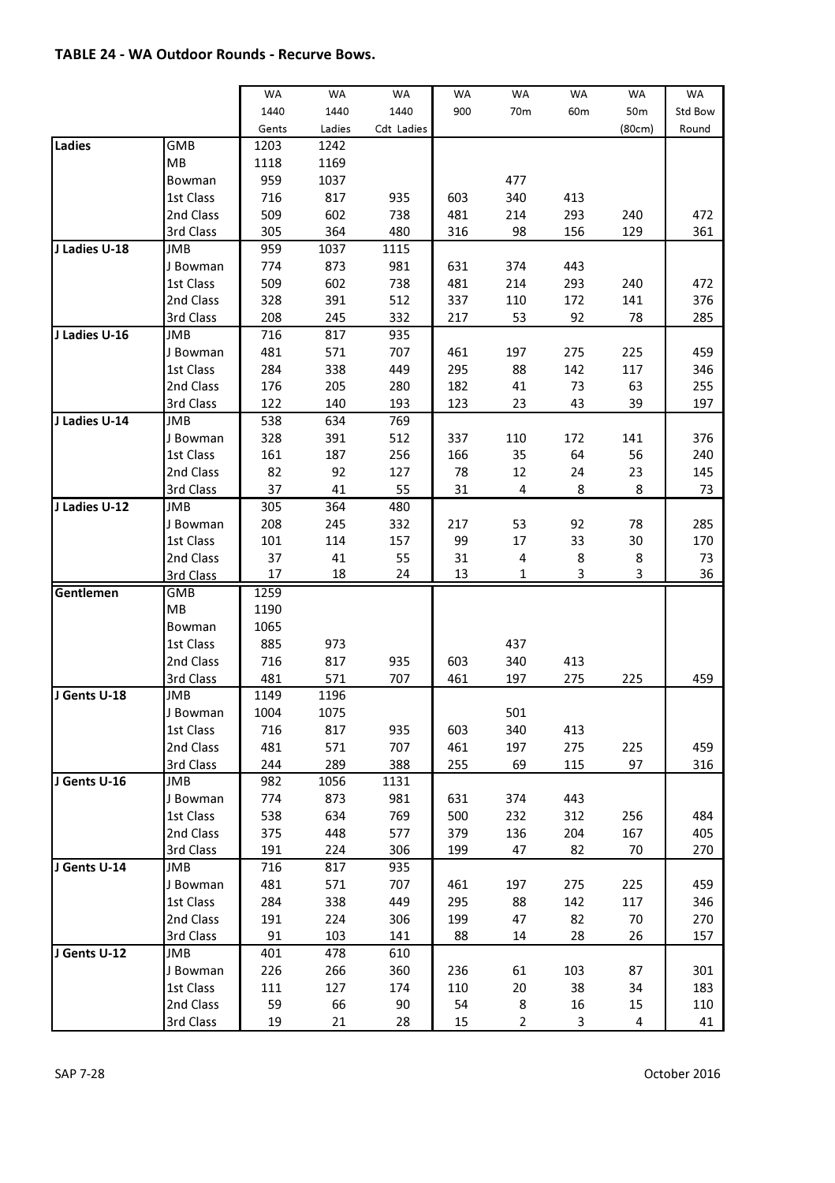## TABLE 24 - WA Outdoor Rounds - Recurve Bows.

| | | WA 1440 Gents | WA 1440 Ladies | WA 1440 Cdt Ladies | WA 900 | WA 70m | WA 60m | WA 50m (80cm) | WA Std Bow Round |
|---|---|---|---|---|---|---|---|---|---|
| **Ladies** | GMB | 1203 | 1242 | | | | | | |
| | MB | 1118 | 1169 | | | | | | |
| | Bowman | 959 | 1037 | | | 477 | | | |
| | 1st Class | 716 | 817 | 935 | 603 | 340 | 413 | | |
| | 2nd Class | 509 | 602 | 738 | 481 | 214 | 293 | 240 | 472 |
| | 3rd Class | 305 | 364 | 480 | 316 | 98 | 156 | 129 | 361 |
| **J Ladies U-18** | JMB | 959 | 1037 | 1115 | | | | | |
| | J Bowman | 774 | 873 | 981 | 631 | 374 | 443 | | |
| | 1st Class | 509 | 602 | 738 | 481 | 214 | 293 | 240 | 472 |
| | 2nd Class | 328 | 391 | 512 | 337 | 110 | 172 | 141 | 376 |
| | 3rd Class | 208 | 245 | 332 | 217 | 53 | 92 | 78 | 285 |
| **J Ladies U-16** | JMB | 716 | 817 | 935 | | | | | |
| | J Bowman | 481 | 571 | 707 | 461 | 197 | 275 | 225 | 459 |
| | 1st Class | 284 | 338 | 449 | 295 | 88 | 142 | 117 | 346 |
| | 2nd Class | 176 | 205 | 280 | 182 | 41 | 73 | 63 | 255 |
| | 3rd Class | 122 | 140 | 193 | 123 | 23 | 43 | 39 | 197 |
| **J Ladies U-14** | JMB | 538 | 634 | 769 | | | | | |
| | J Bowman | 328 | 391 | 512 | 337 | 110 | 172 | 141 | 376 |
| | 1st Class | 161 | 187 | 256 | 166 | 35 | 64 | 56 | 240 |
| | 2nd Class | 82 | 92 | 127 | 78 | 12 | 24 | 23 | 145 |
| | 3rd Class | 37 | 41 | 55 | 31 | 4 | 8 | 8 | 73 |
| **J Ladies U-12** | JMB | 305 | 364 | 480 | | | | | |
| | J Bowman | 208 | 245 | 332 | 217 | 53 | 92 | 78 | 285 |
| | 1st Class | 101 | 114 | 157 | 99 | 17 | 33 | 30 | 170 |
| | 2nd Class | 37 | 41 | 55 | 31 | 4 | 8 | 8 | 73 |
| | 3rd Class | 17 | 18 | 24 | 13 | 1 | 3 | 3 | 36 |
| **Gentlemen** | GMB | 1259 | | | | | | | |
| | MB | 1190 | | | | | | | |
| | Bowman | 1065 | | | | | | | |
| | 1st Class | 885 | 973 | | | 437 | | | |
| | 2nd Class | 716 | 817 | 935 | 603 | 340 | 413 | | |
| | 3rd Class | 481 | 571 | 707 | 461 | 197 | 275 | 225 | 459 |
| **J Gents U-18** | JMB | 1149 | 1196 | | | | | | |
| | J Bowman | 1004 | 1075 | | | 501 | | | |
| | 1st Class | 716 | 817 | 935 | 603 | 340 | 413 | | |
| | 2nd Class | 481 | 571 | 707 | 461 | 197 | 275 | 225 | 459 |
| | 3rd Class | 244 | 289 | 388 | 255 | 69 | 115 | 97 | 316 |
| **J Gents U-16** | JMB | 982 | 1056 | 1131 | | | | | |
| | J Bowman | 774 | 873 | 981 | 631 | 374 | 443 | | |
| | 1st Class | 538 | 634 | 769 | 500 | 232 | 312 | 256 | 484 |
| | 2nd Class | 375 | 448 | 577 | 379 | 136 | 204 | 167 | 405 |
| | 3rd Class | 191 | 224 | 306 | 199 | 47 | 82 | 70 | 270 |
| **J Gents U-14** | JMB | 716 | 817 | 935 | | | | | |
| | J Bowman | 481 | 571 | 707 | 461 | 197 | 275 | 225 | 459 |
| | 1st Class | 284 | 338 | 449 | 295 | 88 | 142 | 117 | 346 |
| | 2nd Class | 191 | 224 | 306 | 199 | 47 | 82 | 70 | 270 |
| | 3rd Class | 91 | 103 | 141 | 88 | 14 | 28 | 26 | 157 |
| **J Gents U-12** | JMB | 401 | 478 | 610 | | | | | |
| | J Bowman | 226 | 266 | 360 | 236 | 61 | 103 | 87 | 301 |
| | 1st Class | 111 | 127 | 174 | 110 | 20 | 38 | 34 | 183 |
| | 2nd Class | 59 | 66 | 90 | 54 | 8 | 16 | 15 | 110 |
| | 3rd Class | 19 | 21 | 28 | 15 | 2 | 3 | 4 | 41 |

SAP 7-28 October 2016